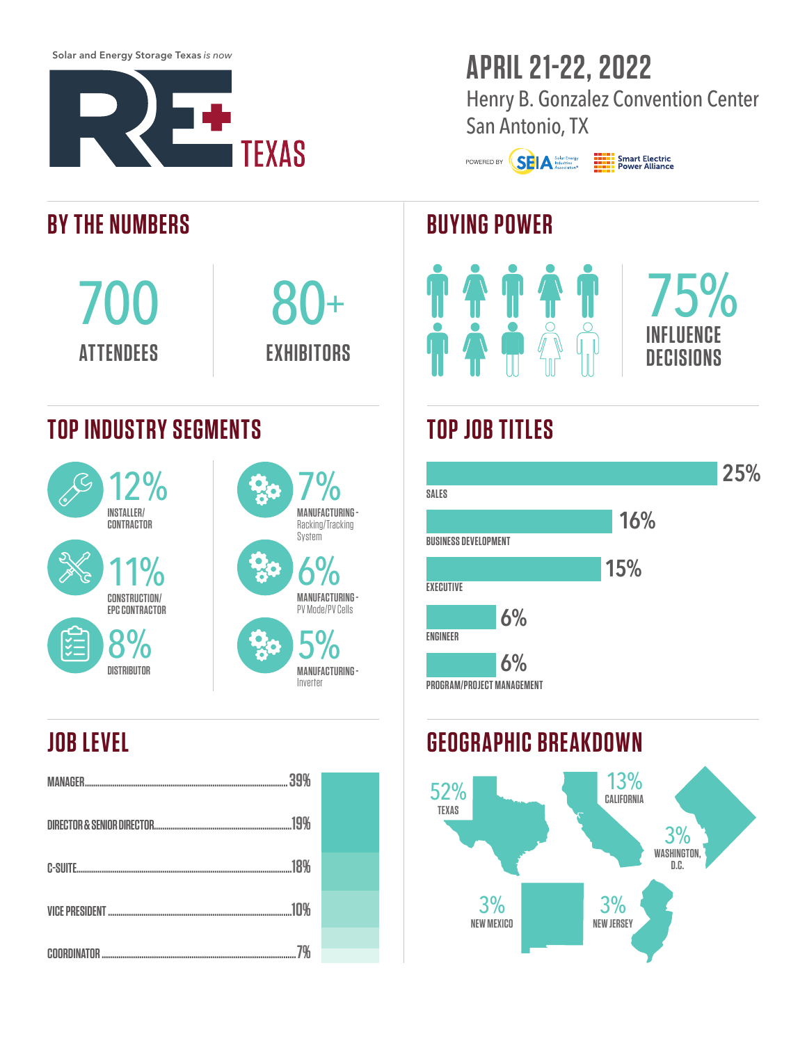Solar and Energy Storage Texas *is now*

# RE+ TEXAS

## APRIL 21-22, 2022

Henry B. Gonzalez Convention Center
San Antonio, TX

POWERED BY SEIA Solar Energy Industries Association® | Smart Electric Power Alliance

## BY THE NUMBERS

- **700** ATTENDEES
- **80+** EXHIBITORS

## BUYING POWER

**75%** INFLUENCE DECISIONS

## TOP INDUSTRY SEGMENTS

- **12%** INSTALLER/CONTRACTOR
- **11%** CONSTRUCTION/EPC CONTRACTOR
- **8%** DISTRIBUTOR
- **7%** MANUFACTURING - Racking/Tracking System
- **6%** MANUFACTURING - PV Mode/PV Cells
- **5%** MANUFACTURING - Inverter

## TOP JOB TITLES

| Job Title | % |
|---|---|
| SALES | 25% |
| BUSINESS DEVELOPMENT | 16% |
| EXECUTIVE | 15% |
| ENGINEER | 6% |
| PROGRAM/PROJECT MANAGEMENT | 6% |

## JOB LEVEL

| Job Level | % |
|---|---|
| MANAGER | 39% |
| DIRECTOR & SENIOR DIRECTOR | 19% |
| C-SUITE | 18% |
| VICE PRESIDENT | 10% |
| COORDINATOR | 7% |

## GEOGRAPHIC BREAKDOWN

| Location | % |
|---|---|
| TEXAS | 52% |
| CALIFORNIA | 13% |
| WASHINGTON, D.C. | 3% |
| NEW MEXICO | 3% |
| NEW JERSEY | 3% |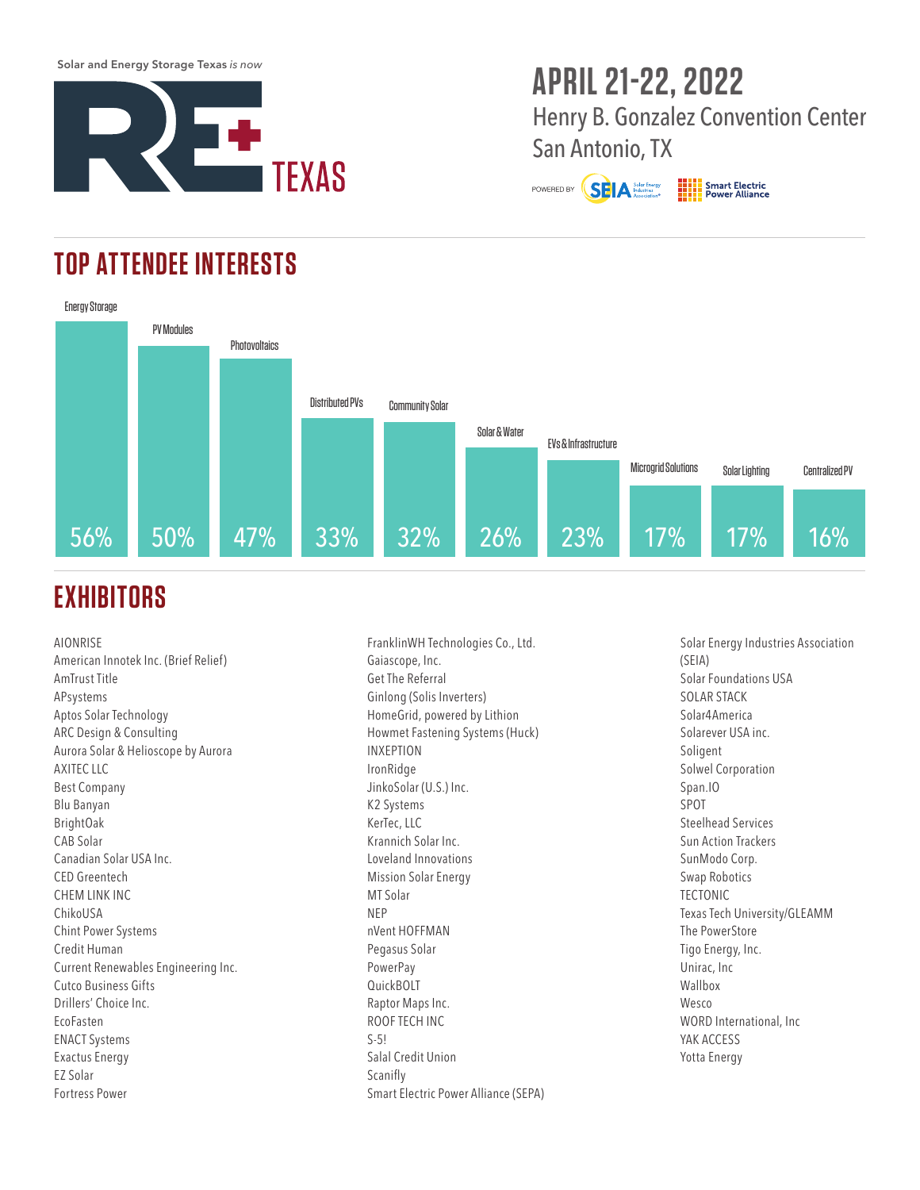Solar and Energy Storage Texas *is now*

RE+ TEXAS

# APRIL 21-22, 2022

Henry B. Gonzalez Convention Center
San Antonio, TX

POWERED BY SEIA Solar Energy Industries Association® | Smart Electric Power Alliance

## TOP ATTENDEE INTERESTS

Energy Storage 56%
PV Modules 50%
Photovoltaics 47%
Distributed PVs 33%
Community Solar 32%
Solar & Water 26%
EVs & Infrastructure 23%
Microgrid Solutions 17%
Solar Lighting 17%
Centralized PV 16%

## EXHIBITORS

AIONRISE
American Innotek Inc. (Brief Relief)
AmTrust Title
APsystems
Aptos Solar Technology
ARC Design & Consulting
Aurora Solar & Helioscope by Aurora
AXITEC LLC
Best Company
Blu Banyan
BrightOak
CAB Solar
Canadian Solar USA Inc.
CED Greentech
CHEM LINK INC
ChikoUSA
Chint Power Systems
Credit Human
Current Renewables Engineering Inc.
Cutco Business Gifts
Drillers' Choice Inc.
EcoFasten
ENACT Systems
Exactus Energy
EZ Solar
Fortress Power
FranklinWH Technologies Co., Ltd.
Gaiascope, Inc.
Get The Referral
Ginlong (Solis Inverters)
HomeGrid, powered by Lithion
Howmet Fastening Systems (Huck)
INXEPTION
IronRidge
JinkoSolar (U.S.) Inc.
K2 Systems
KerTec, LLC
Krannich Solar Inc.
Loveland Innovations
Mission Solar Energy
MT Solar
NEP
nVent HOFFMAN
Pegasus Solar
PowerPay
QuickBOLT
Raptor Maps Inc.
ROOF TECH INC
S-5!
Salal Credit Union
Scanifly
Smart Electric Power Alliance (SEPA)
Solar Energy Industries Association (SEIA)
Solar Foundations USA
SOLAR STACK
Solar4America
Solarever USA inc.
Soligent
Solwel Corporation
Span.IO
SPOT
Steelhead Services
Sun Action Trackers
SunModo Corp.
Swap Robotics
TECTONIC
Texas Tech University/GLEAMM
The PowerStore
Tigo Energy, Inc.
Unirac, Inc
Wallbox
Wesco
WORD International, Inc
YAK ACCESS
Yotta Energy